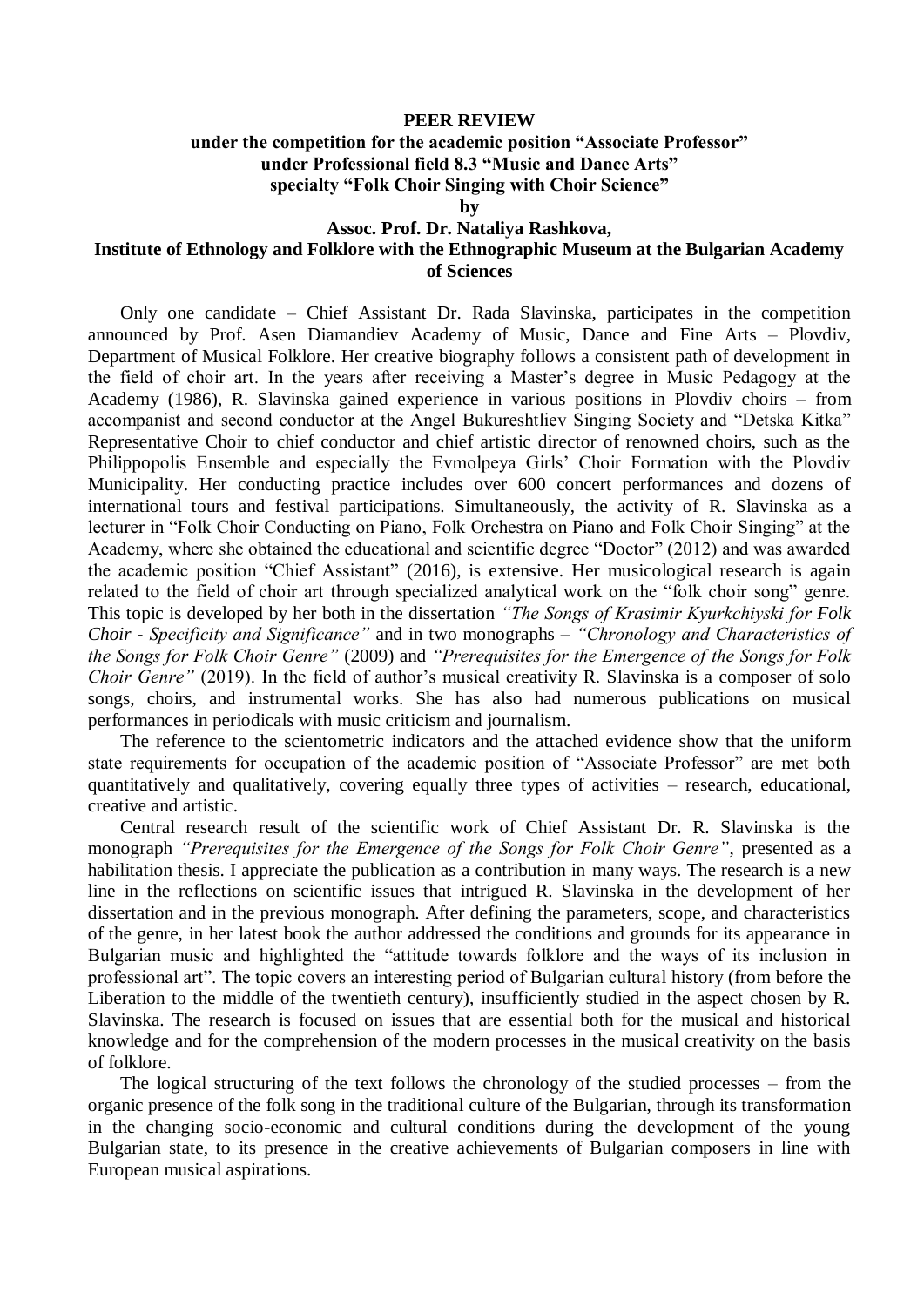**PEER REVIEW**
**under the competition for the academic position "Associate Professor"**
**under Professional field 8.3 "Music and Dance Arts"**
**specialty "Folk Choir Singing with Choir Science"**
**by**
**Assoc. Prof. Dr. Nataliya Rashkova,**
**Institute of Ethnology and Folklore with the Ethnographic Museum at the Bulgarian Academy of Sciences**

Only one candidate – Chief Assistant Dr. Rada Slavinska, participates in the competition announced by Prof. Asen Diamandiev Academy of Music, Dance and Fine Arts – Plovdiv, Department of Musical Folklore. Her creative biography follows a consistent path of development in the field of choir art. In the years after receiving a Master's degree in Music Pedagogy at the Academy (1986), R. Slavinska gained experience in various positions in Plovdiv choirs – from accompanist and second conductor at the Angel Bukureshtliev Singing Society and "Detska Kitka" Representative Choir to chief conductor and chief artistic director of renowned choirs, such as the Philippopolis Ensemble and especially the Evmolpeya Girls' Choir Formation with the Plovdiv Municipality. Her conducting practice includes over 600 concert performances and dozens of international tours and festival participations. Simultaneously, the activity of R. Slavinska as a lecturer in "Folk Choir Conducting on Piano, Folk Orchestra on Piano and Folk Choir Singing" at the Academy, where she obtained the educational and scientific degree "Doctor" (2012) and was awarded the academic position "Chief Assistant" (2016), is extensive. Her musicological research is again related to the field of choir art through specialized analytical work on the "folk choir song" genre. This topic is developed by her both in the dissertation *"The Songs of Krasimir Kyurkchiyski for Folk Choir - Specificity and Significance"* and in two monographs – *"Chronology and Characteristics of the Songs for Folk Choir Genre"* (2009) and *"Prerequisites for the Emergence of the Songs for Folk Choir Genre"* (2019). In the field of author's musical creativity R. Slavinska is a composer of solo songs, choirs, and instrumental works. She has also had numerous publications on musical performances in periodicals with music criticism and journalism.

The reference to the scientometric indicators and the attached evidence show that the uniform state requirements for occupation of the academic position of "Associate Professor" are met both quantitatively and qualitatively, covering equally three types of activities – research, educational, creative and artistic.

Central research result of the scientific work of Chief Assistant Dr. R. Slavinska is the monograph *"Prerequisites for the Emergence of the Songs for Folk Choir Genre"*, presented as a habilitation thesis. I appreciate the publication as a contribution in many ways. The research is a new line in the reflections on scientific issues that intrigued R. Slavinska in the development of her dissertation and in the previous monograph. After defining the parameters, scope, and characteristics of the genre, in her latest book the author addressed the conditions and grounds for its appearance in Bulgarian music and highlighted the "attitude towards folklore and the ways of its inclusion in professional art". The topic covers an interesting period of Bulgarian cultural history (from before the Liberation to the middle of the twentieth century), insufficiently studied in the aspect chosen by R. Slavinska. The research is focused on issues that are essential both for the musical and historical knowledge and for the comprehension of the modern processes in the musical creativity on the basis of folklore.

The logical structuring of the text follows the chronology of the studied processes – from the organic presence of the folk song in the traditional culture of the Bulgarian, through its transformation in the changing socio-economic and cultural conditions during the development of the young Bulgarian state, to its presence in the creative achievements of Bulgarian composers in line with European musical aspirations.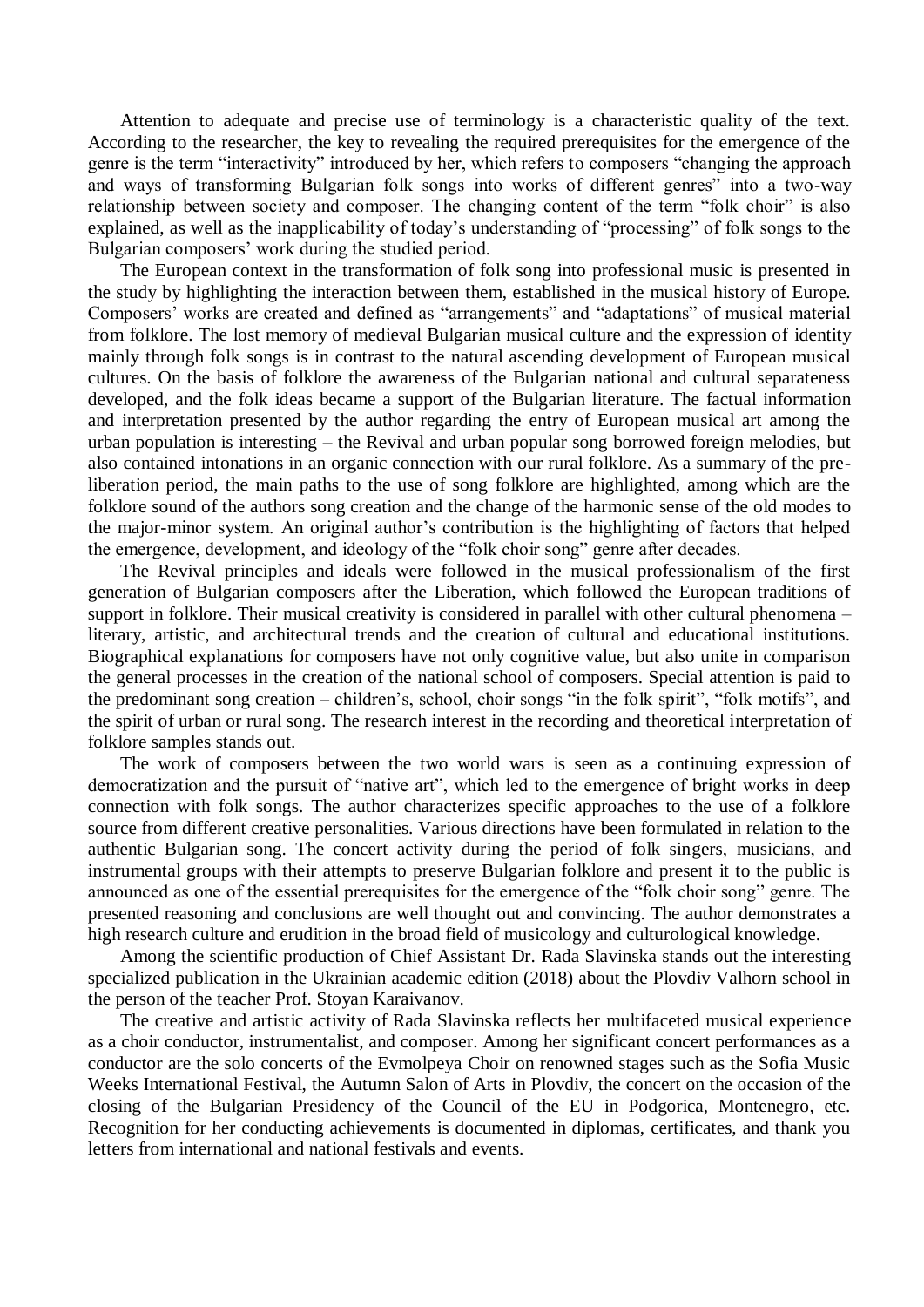Attention to adequate and precise use of terminology is a characteristic quality of the text. According to the researcher, the key to revealing the required prerequisites for the emergence of the genre is the term "interactivity" introduced by her, which refers to composers "changing the approach and ways of transforming Bulgarian folk songs into works of different genres" into a two-way relationship between society and composer. The changing content of the term "folk choir" is also explained, as well as the inapplicability of today's understanding of "processing" of folk songs to the Bulgarian composers' work during the studied period.

The European context in the transformation of folk song into professional music is presented in the study by highlighting the interaction between them, established in the musical history of Europe. Composers' works are created and defined as "arrangements" and "adaptations" of musical material from folklore. The lost memory of medieval Bulgarian musical culture and the expression of identity mainly through folk songs is in contrast to the natural ascending development of European musical cultures. On the basis of folklore the awareness of the Bulgarian national and cultural separateness developed, and the folk ideas became a support of the Bulgarian literature. The factual information and interpretation presented by the author regarding the entry of European musical art among the urban population is interesting – the Revival and urban popular song borrowed foreign melodies, but also contained intonations in an organic connection with our rural folklore. As a summary of the pre-liberation period, the main paths to the use of song folklore are highlighted, among which are the folklore sound of the authors song creation and the change of the harmonic sense of the old modes to the major-minor system. An original author's contribution is the highlighting of factors that helped the emergence, development, and ideology of the "folk choir song" genre after decades.

The Revival principles and ideals were followed in the musical professionalism of the first generation of Bulgarian composers after the Liberation, which followed the European traditions of support in folklore. Their musical creativity is considered in parallel with other cultural phenomena – literary, artistic, and architectural trends and the creation of cultural and educational institutions. Biographical explanations for composers have not only cognitive value, but also unite in comparison the general processes in the creation of the national school of composers. Special attention is paid to the predominant song creation – children's, school, choir songs "in the folk spirit", "folk motifs", and the spirit of urban or rural song. The research interest in the recording and theoretical interpretation of folklore samples stands out.

The work of composers between the two world wars is seen as a continuing expression of democratization and the pursuit of "native art", which led to the emergence of bright works in deep connection with folk songs. The author characterizes specific approaches to the use of a folklore source from different creative personalities. Various directions have been formulated in relation to the authentic Bulgarian song. The concert activity during the period of folk singers, musicians, and instrumental groups with their attempts to preserve Bulgarian folklore and present it to the public is announced as one of the essential prerequisites for the emergence of the "folk choir song" genre. The presented reasoning and conclusions are well thought out and convincing. The author demonstrates a high research culture and erudition in the broad field of musicology and culturological knowledge.

Among the scientific production of Chief Assistant Dr. Rada Slavinska stands out the interesting specialized publication in the Ukrainian academic edition (2018) about the Plovdiv Valhorn school in the person of the teacher Prof. Stoyan Karaivanov.

The creative and artistic activity of Rada Slavinska reflects her multifaceted musical experience as a choir conductor, instrumentalist, and composer. Among her significant concert performances as a conductor are the solo concerts of the Evmolpeya Choir on renowned stages such as the Sofia Music Weeks International Festival, the Autumn Salon of Arts in Plovdiv, the concert on the occasion of the closing of the Bulgarian Presidency of the Council of the EU in Podgorica, Montenegro, etc. Recognition for her conducting achievements is documented in diplomas, certificates, and thank you letters from international and national festivals and events.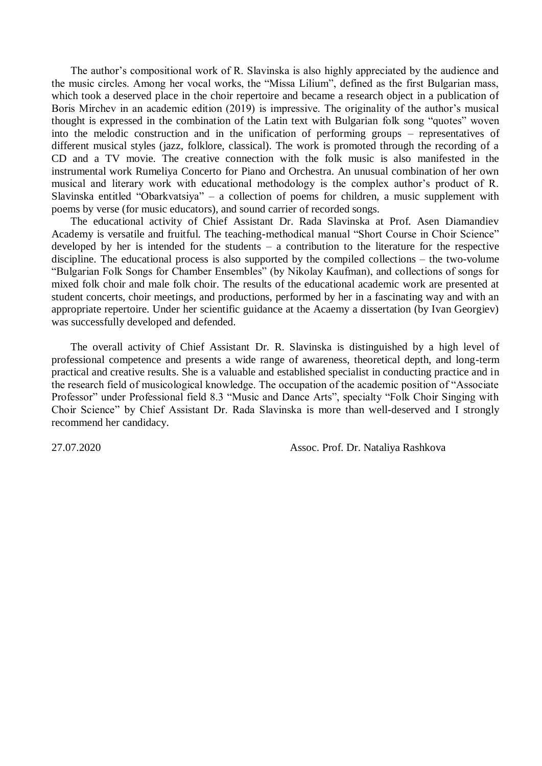The author's compositional work of R. Slavinska is also highly appreciated by the audience and the music circles. Among her vocal works, the "Missa Lilium", defined as the first Bulgarian mass, which took a deserved place in the choir repertoire and became a research object in a publication of Boris Mirchev in an academic edition (2019) is impressive. The originality of the author's musical thought is expressed in the combination of the Latin text with Bulgarian folk song "quotes" woven into the melodic construction and in the unification of performing groups – representatives of different musical styles (jazz, folklore, classical). The work is promoted through the recording of a CD and a TV movie. The creative connection with the folk music is also manifested in the instrumental work Rumeliya Concerto for Piano and Orchestra. An unusual combination of her own musical and literary work with educational methodology is the complex author's product of R. Slavinska entitled "Obarkvatsiya" – a collection of poems for children, a music supplement with poems by verse (for music educators), and sound carrier of recorded songs.

The educational activity of Chief Assistant Dr. Rada Slavinska at Prof. Asen Diamandiev Academy is versatile and fruitful. The teaching-methodical manual "Short Course in Choir Science" developed by her is intended for the students – a contribution to the literature for the respective discipline. The educational process is also supported by the compiled collections – the two-volume "Bulgarian Folk Songs for Chamber Ensembles" (by Nikolay Kaufman), and collections of songs for mixed folk choir and male folk choir. The results of the educational academic work are presented at student concerts, choir meetings, and productions, performed by her in a fascinating way and with an appropriate repertoire. Under her scientific guidance at the Acaemy a dissertation (by Ivan Georgiev) was successfully developed and defended.

The overall activity of Chief Assistant Dr. R. Slavinska is distinguished by a high level of professional competence and presents a wide range of awareness, theoretical depth, and long-term practical and creative results. She is a valuable and established specialist in conducting practice and in the research field of musicological knowledge. The occupation of the academic position of "Associate Professor" under Professional field 8.3 "Music and Dance Arts", specialty "Folk Choir Singing with Choir Science" by Chief Assistant Dr. Rada Slavinska is more than well-deserved and I strongly recommend her candidacy.

27.07.2020 Assoc. Prof. Dr. Nataliya Rashkova